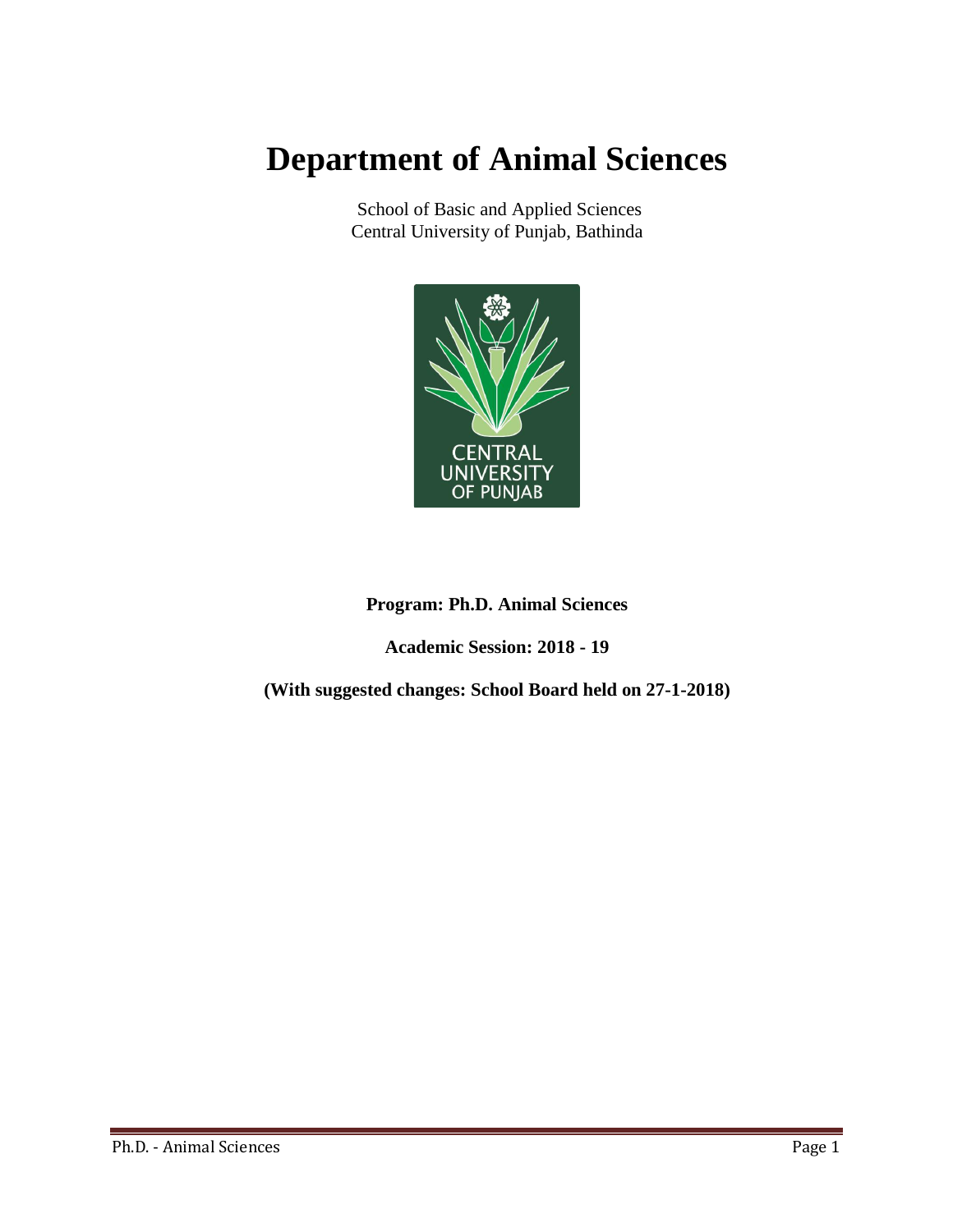# Department of Animal Sciences

School of Basic and Applied Sciences
Central University of Punjab, Bathinda

**Program: Ph.D. Animal Sciences**

**Academic Session: 2018 - 19**

**(With suggested changes: School Board held on 27-1-2018)**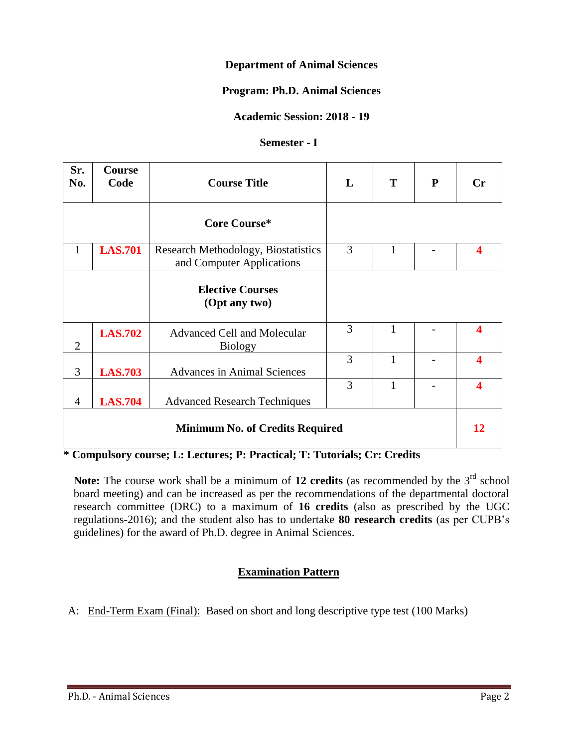**Department of Animal Sciences**

**Program: Ph.D. Animal Sciences**

**Academic Session: 2018 - 19**

**Semester - I**

| Sr. No. | Course Code | Course Title | L | T | P | Cr |
|---|---|---|---|---|---|---|
| | | **Core Course*** | | | | |
| 1 | **LAS.701** | Research Methodology, Biostatistics and Computer Applications | 3 | 1 | - | **4** |
| | | **Elective Courses (Opt any two)** | | | | |
| 2 | **LAS.702** | Advanced Cell and Molecular Biology | 3 | 1 | - | **4** |
| 3 | **LAS.703** | Advances in Animal Sciences | 3 | 1 | - | **4** |
| 4 | **LAS.704** | Advanced Research Techniques | 3 | 1 | - | **4** |
| **Minimum No. of Credits Required** | | | | | | **12** |

**\* Compulsory course; L: Lectures; P: Practical; T: Tutorials; Cr: Credits**

**Note:** The course work shall be a minimum of **12 credits** (as recommended by the 3rd school board meeting) and can be increased as per the recommendations of the departmental doctoral research committee (DRC) to a maximum of **16 credits** (also as prescribed by the UGC regulations-2016); and the student also has to undertake **80 research credits** (as per CUPB's guidelines) for the award of Ph.D. degree in Animal Sciences.

## Examination Pattern

A: End-Term Exam (Final): Based on short and long descriptive type test (100 Marks)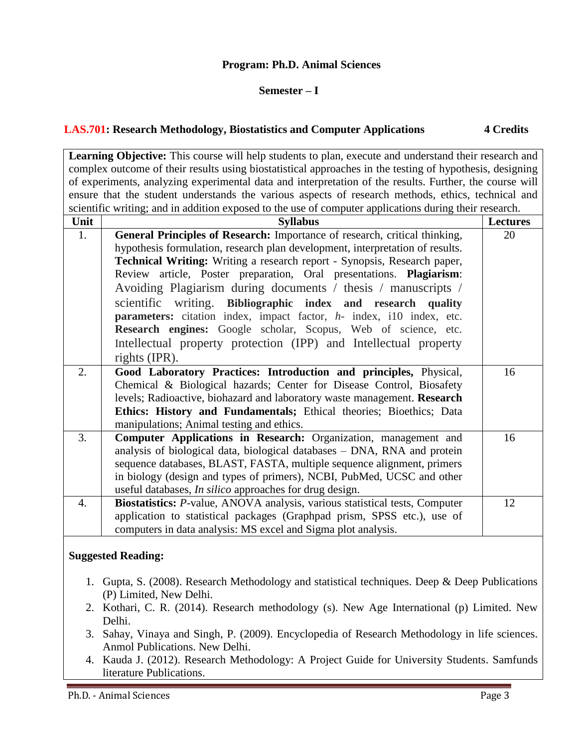**Program: Ph.D. Animal Sciences**

**Semester – I**

**LAS.701: Research Methodology, Biostatistics and Computer Applications 4 Credits**

**Learning Objective:** This course will help students to plan, execute and understand their research and complex outcome of their results using biostatistical approaches in the testing of hypothesis, designing of experiments, analyzing experimental data and interpretation of the results. Further, the course will ensure that the student understands the various aspects of research methods, ethics, technical and scientific writing; and in addition exposed to the use of computer applications during their research.

| Unit | Syllabus | Lectures |
|---|---|---|
| 1. | **General Principles of Research:** Importance of research, critical thinking, hypothesis formulation, research plan development, interpretation of results. **Technical Writing:** Writing a research report - Synopsis, Research paper, Review article, Poster preparation, Oral presentations. **Plagiarism**: Avoiding Plagiarism during documents / thesis / manuscripts / scientific writing. **Bibliographic index and research quality parameters:** citation index, impact factor, *h*- index, i10 index, etc. **Research engines:** Google scholar, Scopus, Web of science, etc. Intellectual property protection (IPP) and Intellectual property rights (IPR). | 20 |
| 2. | **Good Laboratory Practices: Introduction and principles,** Physical, Chemical & Biological hazards; Center for Disease Control, Biosafety levels; Radioactive, biohazard and laboratory waste management. **Research Ethics: History and Fundamentals;** Ethical theories; Bioethics; Data manipulations; Animal testing and ethics. | 16 |
| 3. | **Computer Applications in Research:** Organization, management and analysis of biological data, biological databases – DNA, RNA and protein sequence databases, BLAST, FASTA, multiple sequence alignment, primers in biology (design and types of primers), NCBI, PubMed, UCSC and other useful databases, *In silico* approaches for drug design. | 16 |
| 4. | **Biostatistics:** *P*-value, ANOVA analysis, various statistical tests, Computer application to statistical packages (Graphpad prism, SPSS etc.), use of computers in data analysis: MS excel and Sigma plot analysis. | 12 |

**Suggested Reading:**

1. Gupta, S. (2008). Research Methodology and statistical techniques. Deep & Deep Publications (P) Limited, New Delhi.
2. Kothari, C. R. (2014). Research methodology (s). New Age International (p) Limited. New Delhi.
3. Sahay, Vinaya and Singh, P. (2009). Encyclopedia of Research Methodology in life sciences. Anmol Publications. New Delhi.
4. Kauda J. (2012). Research Methodology: A Project Guide for University Students. Samfunds literature Publications.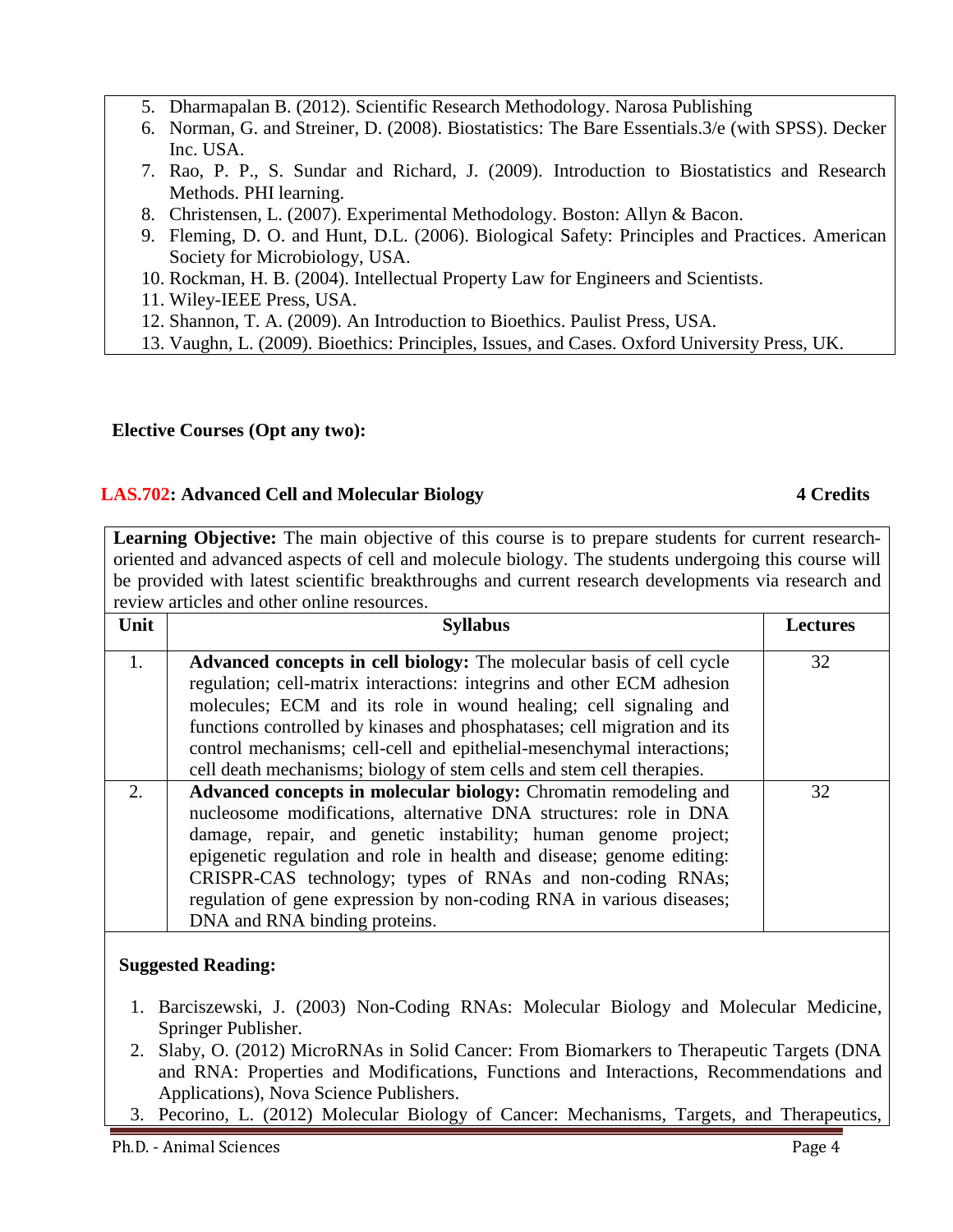5. Dharmapalan B. (2012). Scientific Research Methodology. Narosa Publishing
6. Norman, G. and Streiner, D. (2008). Biostatistics: The Bare Essentials.3/e (with SPSS). Decker Inc. USA.
7. Rao, P. P., S. Sundar and Richard, J. (2009). Introduction to Biostatistics and Research Methods. PHI learning.
8. Christensen, L. (2007). Experimental Methodology. Boston: Allyn & Bacon.
9. Fleming, D. O. and Hunt, D.L. (2006). Biological Safety: Principles and Practices. American Society for Microbiology, USA.
10. Rockman, H. B. (2004). Intellectual Property Law for Engineers and Scientists.
11. Wiley-IEEE Press, USA.
12. Shannon, T. A. (2009). An Introduction to Bioethics. Paulist Press, USA.
13. Vaughn, L. (2009). Bioethics: Principles, Issues, and Cases. Oxford University Press, UK.

**Elective Courses (Opt any two):**

### LAS.702: Advanced Cell and Molecular Biology — 4 Credits

**Learning Objective:** The main objective of this course is to prepare students for current research-oriented and advanced aspects of cell and molecule biology. The students undergoing this course will be provided with latest scientific breakthroughs and current research developments via research and review articles and other online resources.

| Unit | Syllabus | Lectures |
|---|---|---|
| 1. | **Advanced concepts in cell biology:** The molecular basis of cell cycle regulation; cell-matrix interactions: integrins and other ECM adhesion molecules; ECM and its role in wound healing; cell signaling and functions controlled by kinases and phosphatases; cell migration and its control mechanisms; cell-cell and epithelial-mesenchymal interactions; cell death mechanisms; biology of stem cells and stem cell therapies. | 32 |
| 2. | **Advanced concepts in molecular biology:** Chromatin remodeling and nucleosome modifications, alternative DNA structures: role in DNA damage, repair, and genetic instability; human genome project; epigenetic regulation and role in health and disease; genome editing: CRISPR-CAS technology; types of RNAs and non-coding RNAs; regulation of gene expression by non-coding RNA in various diseases; DNA and RNA binding proteins. | 32 |

**Suggested Reading:**

1. Barciszewski, J. (2003) Non-Coding RNAs: Molecular Biology and Molecular Medicine, Springer Publisher.
2. Slaby, O. (2012) MicroRNAs in Solid Cancer: From Biomarkers to Therapeutic Targets (DNA and RNA: Properties and Modifications, Functions and Interactions, Recommendations and Applications), Nova Science Publishers.
3. Pecorino, L. (2012) Molecular Biology of Cancer: Mechanisms, Targets, and Therapeutics,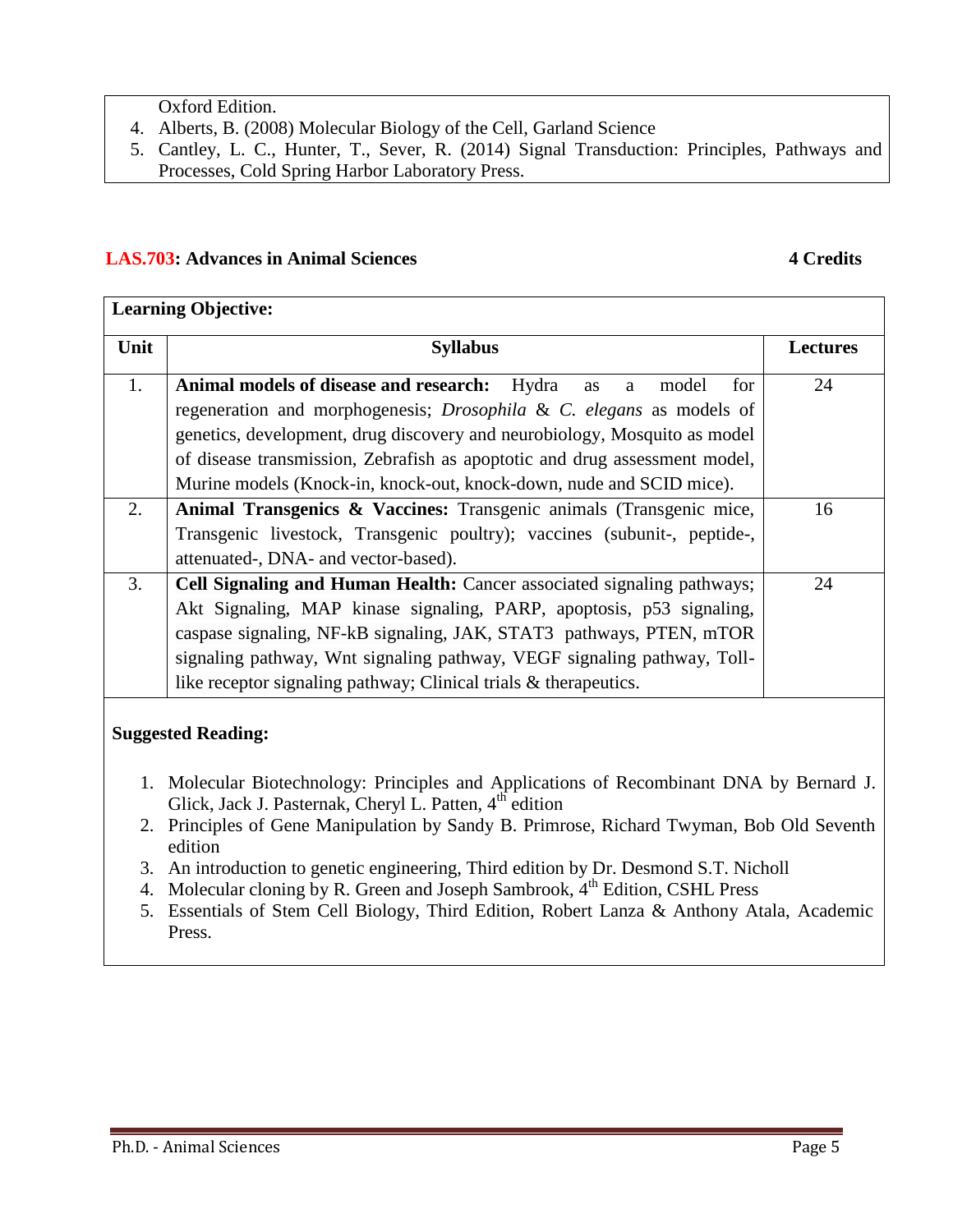Oxford Edition.

4. Alberts, B. (2008) Molecular Biology of the Cell, Garland Science
5. Cantley, L. C., Hunter, T., Sever, R. (2014) Signal Transduction: Principles, Pathways and Processes, Cold Spring Harbor Laboratory Press.

## LAS.703: Advances in Animal Sciences **4 Credits**

**Learning Objective:**

| Unit | Syllabus | Lectures |
|---|---|---|
| 1. | **Animal models of disease and research:** Hydra as a model for regeneration and morphogenesis; *Drosophila* & *C. elegans* as models of genetics, development, drug discovery and neurobiology, Mosquito as model of disease transmission, Zebrafish as apoptotic and drug assessment model, Murine models (Knock-in, knock-out, knock-down, nude and SCID mice). | 24 |
| 2. | **Animal Transgenics & Vaccines:** Transgenic animals (Transgenic mice, Transgenic livestock, Transgenic poultry); vaccines (subunit-, peptide-, attenuated-, DNA- and vector-based). | 16 |
| 3. | **Cell Signaling and Human Health:** Cancer associated signaling pathways; Akt Signaling, MAP kinase signaling, PARP, apoptosis, p53 signaling, caspase signaling, NF-kB signaling, JAK, STAT3 pathways, PTEN, mTOR signaling pathway, Wnt signaling pathway, VEGF signaling pathway, Toll-like receptor signaling pathway; Clinical trials & therapeutics. | 24 |

**Suggested Reading:**

1. Molecular Biotechnology: Principles and Applications of Recombinant DNA by Bernard J. Glick, Jack J. Pasternak, Cheryl L. Patten, 4th edition
2. Principles of Gene Manipulation by Sandy B. Primrose, Richard Twyman, Bob Old Seventh edition
3. An introduction to genetic engineering, Third edition by Dr. Desmond S.T. Nicholl
4. Molecular cloning by R. Green and Joseph Sambrook, 4th Edition, CSHL Press
5. Essentials of Stem Cell Biology, Third Edition, Robert Lanza & Anthony Atala, Academic Press.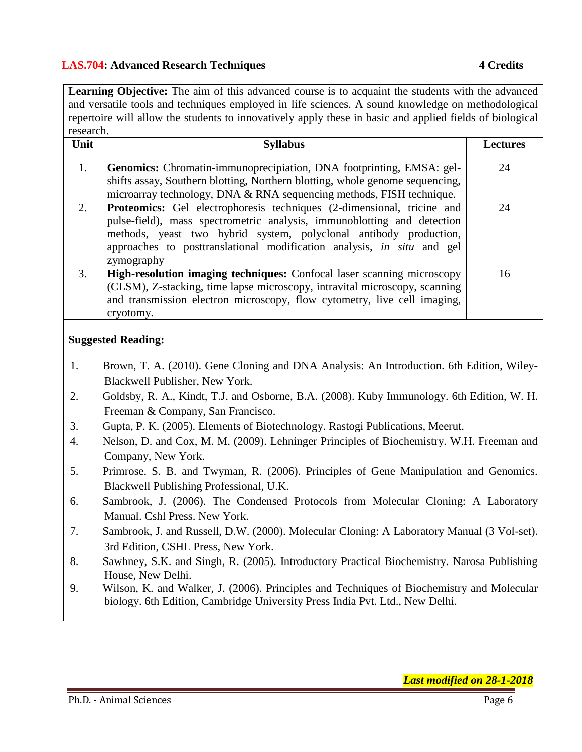## LAS.704: Advanced Research Techniques — 4 Credits

**Learning Objective:** The aim of this advanced course is to acquaint the students with the advanced and versatile tools and techniques employed in life sciences. A sound knowledge on methodological repertoire will allow the students to innovatively apply these in basic and applied fields of biological research.

| Unit | Syllabus | Lectures |
|---|---|---|
| 1. | **Genomics:** Chromatin-immunoprecipiation, DNA footprinting, EMSA: gel-shifts assay, Southern blotting, Northern blotting, whole genome sequencing, microarray technology, DNA & RNA sequencing methods, FISH technique. | 24 |
| 2. | **Proteomics:** Gel electrophoresis techniques (2-dimensional, tricine and pulse-field), mass spectrometric analysis, immunoblotting and detection methods, yeast two hybrid system, polyclonal antibody production, approaches to posttranslational modification analysis, *in situ* and gel zymography | 24 |
| 3. | **High-resolution imaging techniques:** Confocal laser scanning microscopy (CLSM), Z-stacking, time lapse microscopy, intravital microscopy, scanning and transmission electron microscopy, flow cytometry, live cell imaging, cryotomy. | 16 |

**Suggested Reading:**

1. Brown, T. A. (2010). Gene Cloning and DNA Analysis: An Introduction. 6th Edition, Wiley-Blackwell Publisher, New York.
2. Goldsby, R. A., Kindt, T.J. and Osborne, B.A. (2008). Kuby Immunology. 6th Edition, W. H. Freeman & Company, San Francisco.
3. Gupta, P. K. (2005). Elements of Biotechnology. Rastogi Publications, Meerut.
4. Nelson, D. and Cox, M. M. (2009). Lehninger Principles of Biochemistry. W.H. Freeman and Company, New York.
5. Primrose. S. B. and Twyman, R. (2006). Principles of Gene Manipulation and Genomics. Blackwell Publishing Professional, U.K.
6. Sambrook, J. (2006). The Condensed Protocols from Molecular Cloning: A Laboratory Manual. Cshl Press. New York.
7. Sambrook, J. and Russell, D.W. (2000). Molecular Cloning: A Laboratory Manual (3 Vol-set). 3rd Edition, CSHL Press, New York.
8. Sawhney, S.K. and Singh, R. (2005). Introductory Practical Biochemistry. Narosa Publishing House, New Delhi.
9. Wilson, K. and Walker, J. (2006). Principles and Techniques of Biochemistry and Molecular biology. 6th Edition, Cambridge University Press India Pvt. Ltd., New Delhi.

***Last modified on 28-1-2018***